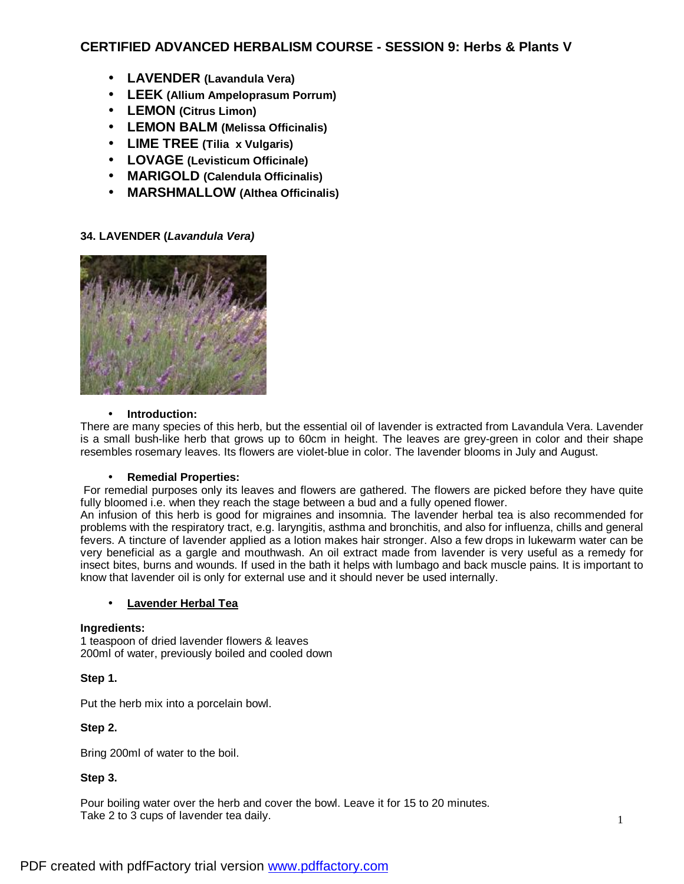# CERTIFIED ADVANCED HERBALISM COURSE - SESSION 9: Herbs & Plants V

- **LAVENDER (Lavandula Vera)**
- **LEEK (Allium Ampeloprasum Porrum)**
- **LEMON (Citrus Limon)**
- **LEMON BALM (Melissa Officinalis)**
- **LIME TREE (Tilia x Vulgaris)**
- **LOVAGE (Levisticum Officinale)**
- **MARIGOLD (Calendula Officinalis)**
- **MARSHMALLOW (Althea Officinalis)**

## 34. LAVENDER (*Lavandula Vera)*

- **Introduction:**

There are many species of this herb, but the essential oil of lavender is extracted from Lavandula Vera. Lavender is a small bush-like herb that grows up to 60cm in height. The leaves are grey-green in color and their shape resembles rosemary leaves. Its flowers are violet-blue in color. The lavender blooms in July and August.

- **Remedial Properties:**

For remedial purposes only its leaves and flowers are gathered. The flowers are picked before they have quite fully bloomed i.e. when they reach the stage between a bud and a fully opened flower.
An infusion of this herb is good for migraines and insomnia. The lavender herbal tea is also recommended for problems with the respiratory tract, e.g. laryngitis, asthma and bronchitis, and also for influenza, chills and general fevers. A tincture of lavender applied as a lotion makes hair stronger. Also a few drops in lukewarm water can be very beneficial as a gargle and mouthwash. An oil extract made from lavender is very useful as a remedy for insect bites, burns and wounds. If used in the bath it helps with lumbago and back muscle pains. It is important to know that lavender oil is only for external use and it should never be used internally.

- **Lavender Herbal Tea**

**Ingredients:**
1 teaspoon of dried lavender flowers & leaves
200ml of water, previously boiled and cooled down

**Step 1.**

Put the herb mix into a porcelain bowl.

**Step 2.**

Bring 200ml of water to the boil.

**Step 3.**

Pour boiling water over the herb and cover the bowl. Leave it for 15 to 20 minutes.
Take 2 to 3 cups of lavender tea daily.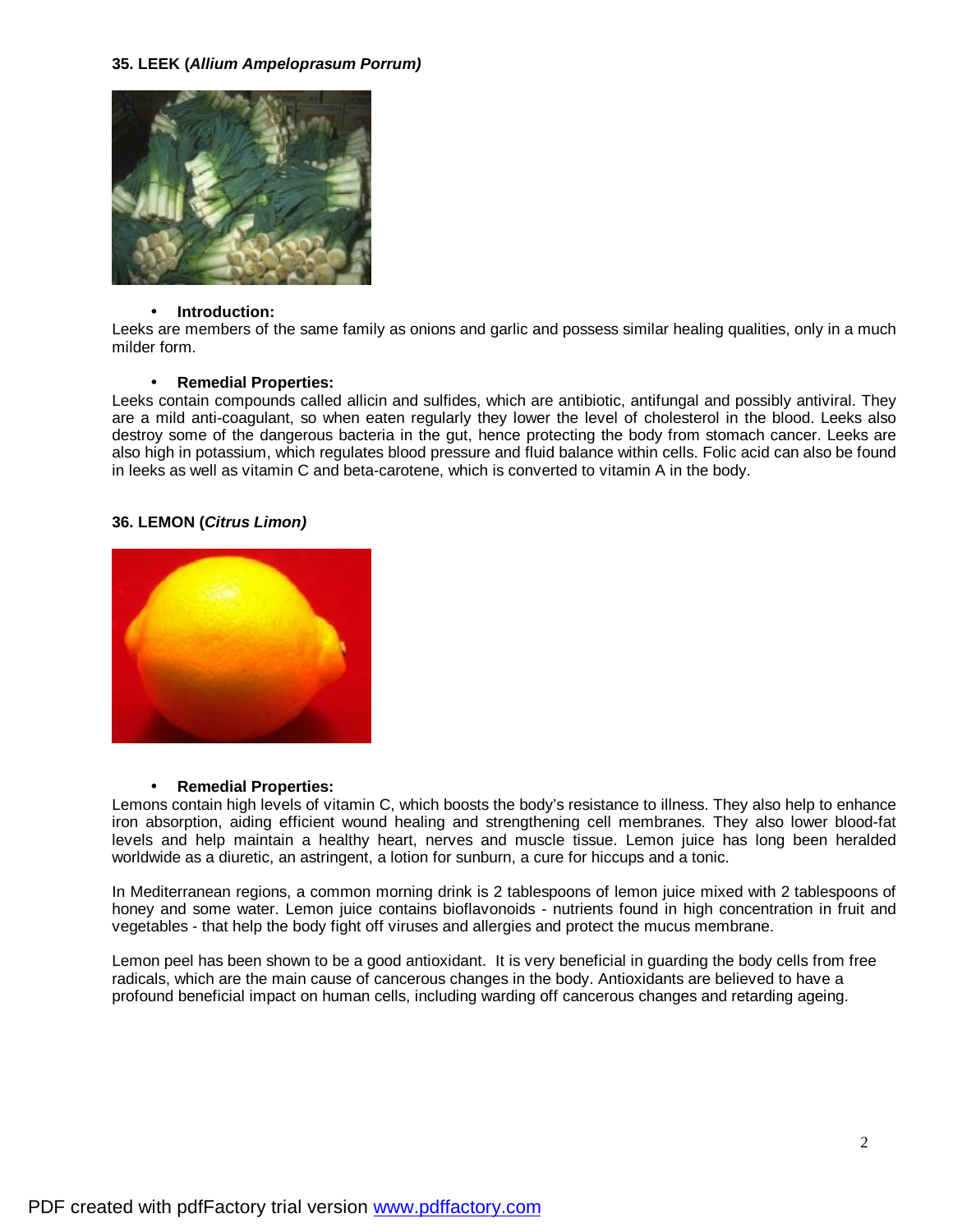### 35. LEEK (*Allium Ampeloprasum Porrum)*

- **Introduction:**

Leeks are members of the same family as onions and garlic and possess similar healing qualities, only in a much milder form.

- **Remedial Properties:**

Leeks contain compounds called allicin and sulfides, which are antibiotic, antifungal and possibly antiviral. They are a mild anti-coagulant, so when eaten regularly they lower the level of cholesterol in the blood. Leeks also destroy some of the dangerous bacteria in the gut, hence protecting the body from stomach cancer. Leeks are also high in potassium, which regulates blood pressure and fluid balance within cells. Folic acid can also be found in leeks as well as vitamin C and beta-carotene, which is converted to vitamin A in the body.

### 36. LEMON (*Citrus Limon)*

- **Remedial Properties:**

Lemons contain high levels of vitamin C, which boosts the body's resistance to illness. They also help to enhance iron absorption, aiding efficient wound healing and strengthening cell membranes. They also lower blood-fat levels and help maintain a healthy heart, nerves and muscle tissue. Lemon juice has long been heralded worldwide as a diuretic, an astringent, a lotion for sunburn, a cure for hiccups and a tonic.

In Mediterranean regions, a common morning drink is 2 tablespoons of lemon juice mixed with 2 tablespoons of honey and some water. Lemon juice contains bioflavonoids - nutrients found in high concentration in fruit and vegetables - that help the body fight off viruses and allergies and protect the mucus membrane.

Lemon peel has been shown to be a good antioxidant. It is very beneficial in guarding the body cells from free radicals, which are the main cause of cancerous changes in the body. Antioxidants are believed to have a profound beneficial impact on human cells, including warding off cancerous changes and retarding ageing.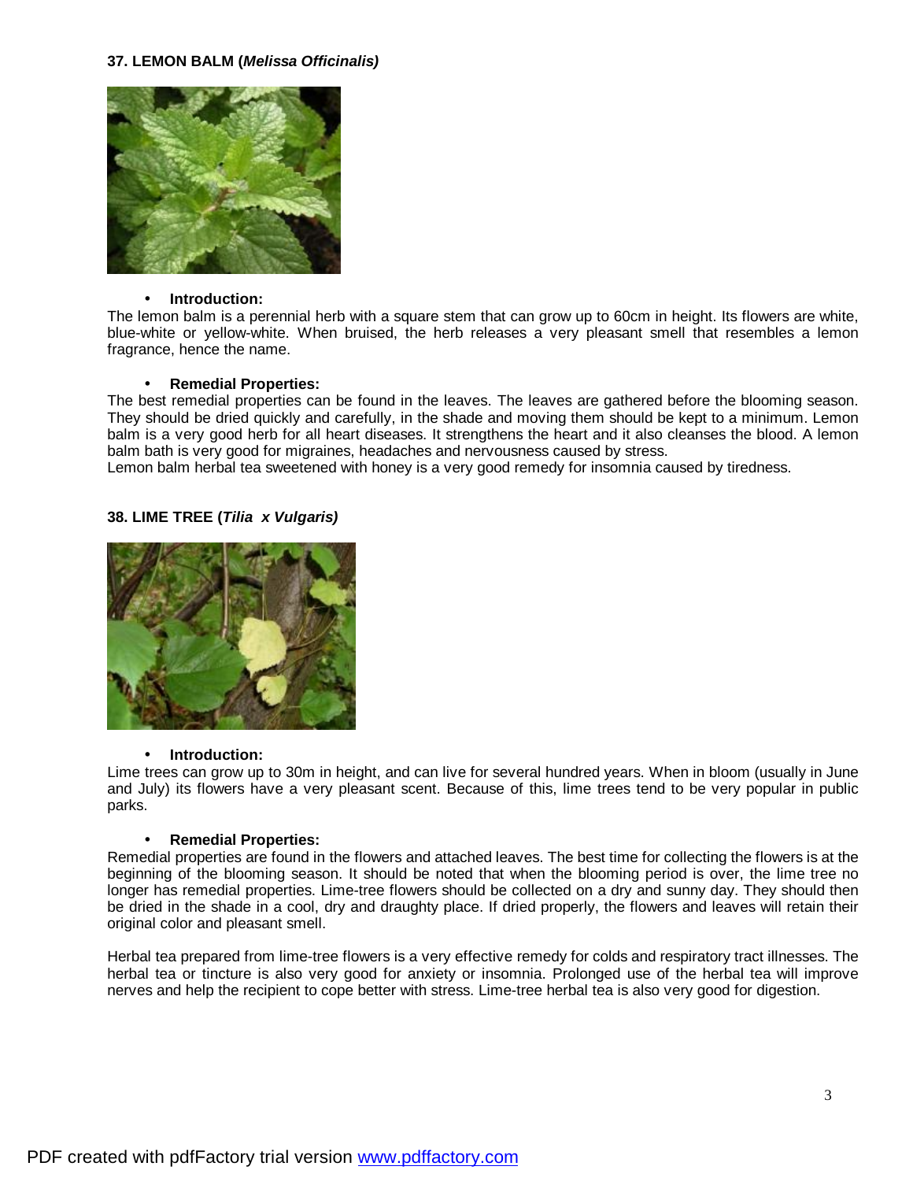### 37. LEMON BALM (*Melissa Officinalis)*

- **Introduction:**

The lemon balm is a perennial herb with a square stem that can grow up to 60cm in height. Its flowers are white, blue-white or yellow-white. When bruised, the herb releases a very pleasant smell that resembles a lemon fragrance, hence the name.

- **Remedial Properties:**

The best remedial properties can be found in the leaves. The leaves are gathered before the blooming season. They should be dried quickly and carefully, in the shade and moving them should be kept to a minimum. Lemon balm is a very good herb for all heart diseases. It strengthens the heart and it also cleanses the blood. A lemon balm bath is very good for migraines, headaches and nervousness caused by stress.
Lemon balm herbal tea sweetened with honey is a very good remedy for insomnia caused by tiredness.

### 38. LIME TREE (*Tilia x Vulgaris)*

- **Introduction:**

Lime trees can grow up to 30m in height, and can live for several hundred years. When in bloom (usually in June and July) its flowers have a very pleasant scent. Because of this, lime trees tend to be very popular in public parks.

- **Remedial Properties:**

Remedial properties are found in the flowers and attached leaves. The best time for collecting the flowers is at the beginning of the blooming season. It should be noted that when the blooming period is over, the lime tree no longer has remedial properties. Lime-tree flowers should be collected on a dry and sunny day. They should then be dried in the shade in a cool, dry and draughty place. If dried properly, the flowers and leaves will retain their original color and pleasant smell.

Herbal tea prepared from lime-tree flowers is a very effective remedy for colds and respiratory tract illnesses. The herbal tea or tincture is also very good for anxiety or insomnia. Prolonged use of the herbal tea will improve nerves and help the recipient to cope better with stress. Lime-tree herbal tea is also very good for digestion.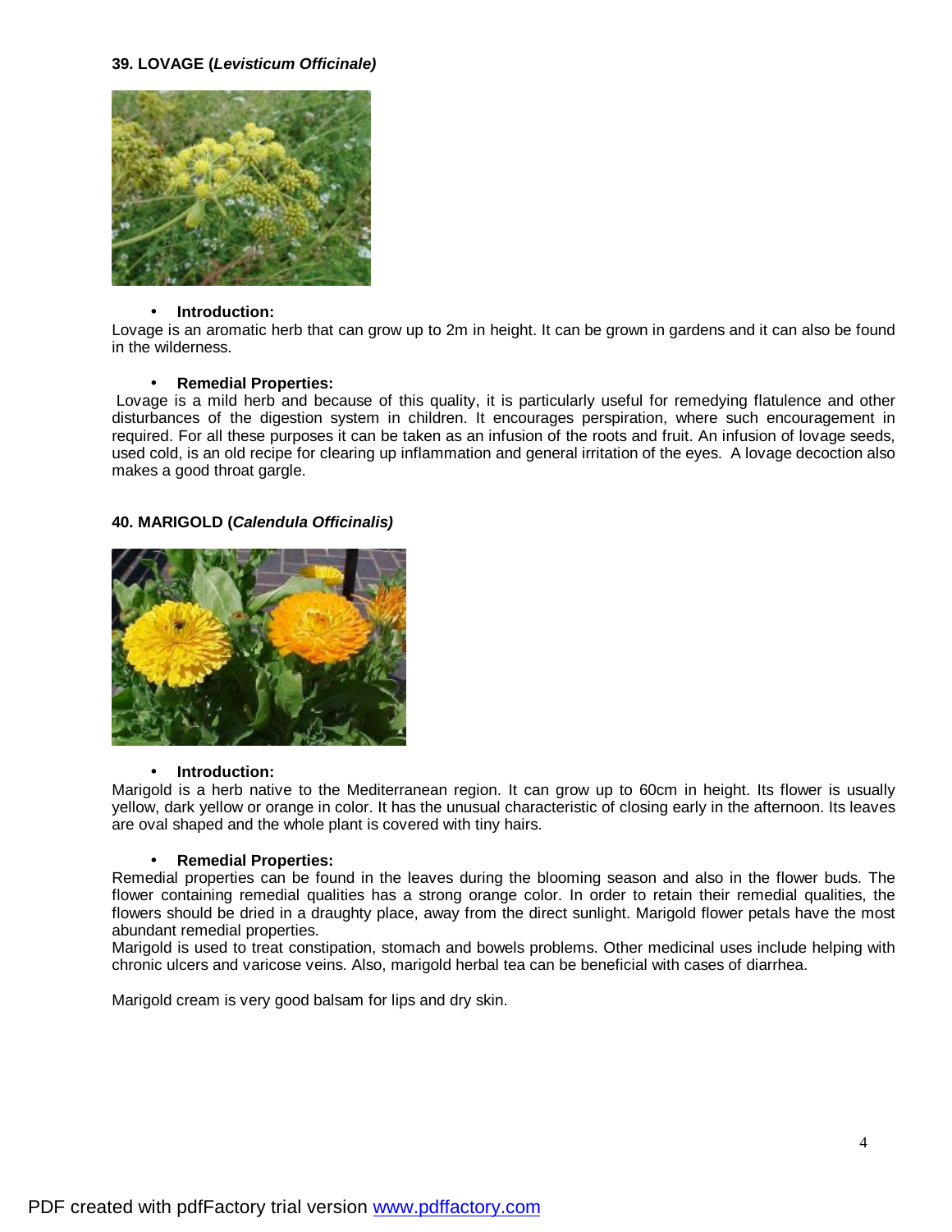**39. LOVAGE (*Levisticum Officinale)***

- **Introduction:**

Lovage is an aromatic herb that can grow up to 2m in height. It can be grown in gardens and it can also be found in the wilderness.

- **Remedial Properties:**

Lovage is a mild herb and because of this quality, it is particularly useful for remedying flatulence and other disturbances of the digestion system in children. It encourages perspiration, where such encouragement in required. For all these purposes it can be taken as an infusion of the roots and fruit. An infusion of lovage seeds, used cold, is an old recipe for clearing up inflammation and general irritation of the eyes. A lovage decoction also makes a good throat gargle.

**40. MARIGOLD (*Calendula Officinalis)***

- **Introduction:**

Marigold is a herb native to the Mediterranean region. It can grow up to 60cm in height. Its flower is usually yellow, dark yellow or orange in color. It has the unusual characteristic of closing early in the afternoon. Its leaves are oval shaped and the whole plant is covered with tiny hairs.

- **Remedial Properties:**

Remedial properties can be found in the leaves during the blooming season and also in the flower buds. The flower containing remedial qualities has a strong orange color. In order to retain their remedial qualities, the flowers should be dried in a draughty place, away from the direct sunlight. Marigold flower petals have the most abundant remedial properties.

Marigold is used to treat constipation, stomach and bowels problems. Other medicinal uses include helping with chronic ulcers and varicose veins. Also, marigold herbal tea can be beneficial with cases of diarrhea.

Marigold cream is very good balsam for lips and dry skin.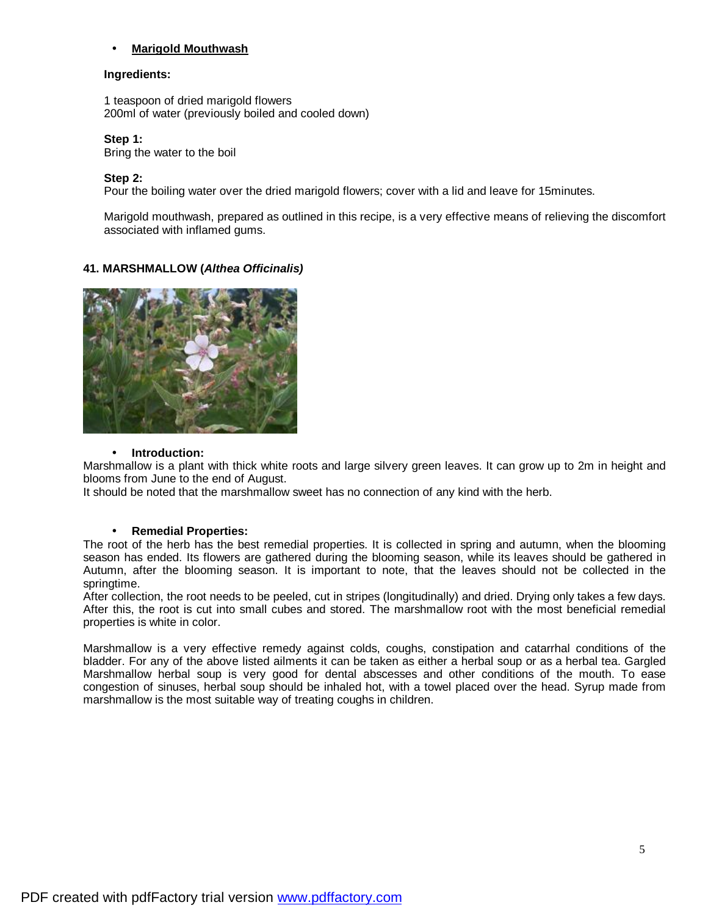- **Marigold Mouthwash**

**Ingredients:**

1 teaspoon of dried marigold flowers
200ml of water (previously boiled and cooled down)

**Step 1:**
Bring the water to the boil

**Step 2:**
Pour the boiling water over the dried marigold flowers; cover with a lid and leave for 15minutes.

Marigold mouthwash, prepared as outlined in this recipe, is a very effective means of relieving the discomfort associated with inflamed gums.

### 41. MARSHMALLOW (*Althea Officinalis)*

- **Introduction:**

Marshmallow is a plant with thick white roots and large silvery green leaves. It can grow up to 2m in height and blooms from June to the end of August.
It should be noted that the marshmallow sweet has no connection of any kind with the herb.

- **Remedial Properties:**

The root of the herb has the best remedial properties. It is collected in spring and autumn, when the blooming season has ended. Its flowers are gathered during the blooming season, while its leaves should be gathered in Autumn, after the blooming season. It is important to note, that the leaves should not be collected in the springtime.
After collection, the root needs to be peeled, cut in stripes (longitudinally) and dried. Drying only takes a few days. After this, the root is cut into small cubes and stored. The marshmallow root with the most beneficial remedial properties is white in color.

Marshmallow is a very effective remedy against colds, coughs, constipation and catarrhal conditions of the bladder. For any of the above listed ailments it can be taken as either a herbal soup or as a herbal tea. Gargled Marshmallow herbal soup is very good for dental abscesses and other conditions of the mouth. To ease congestion of sinuses, herbal soup should be inhaled hot, with a towel placed over the head. Syrup made from marshmallow is the most suitable way of treating coughs in children.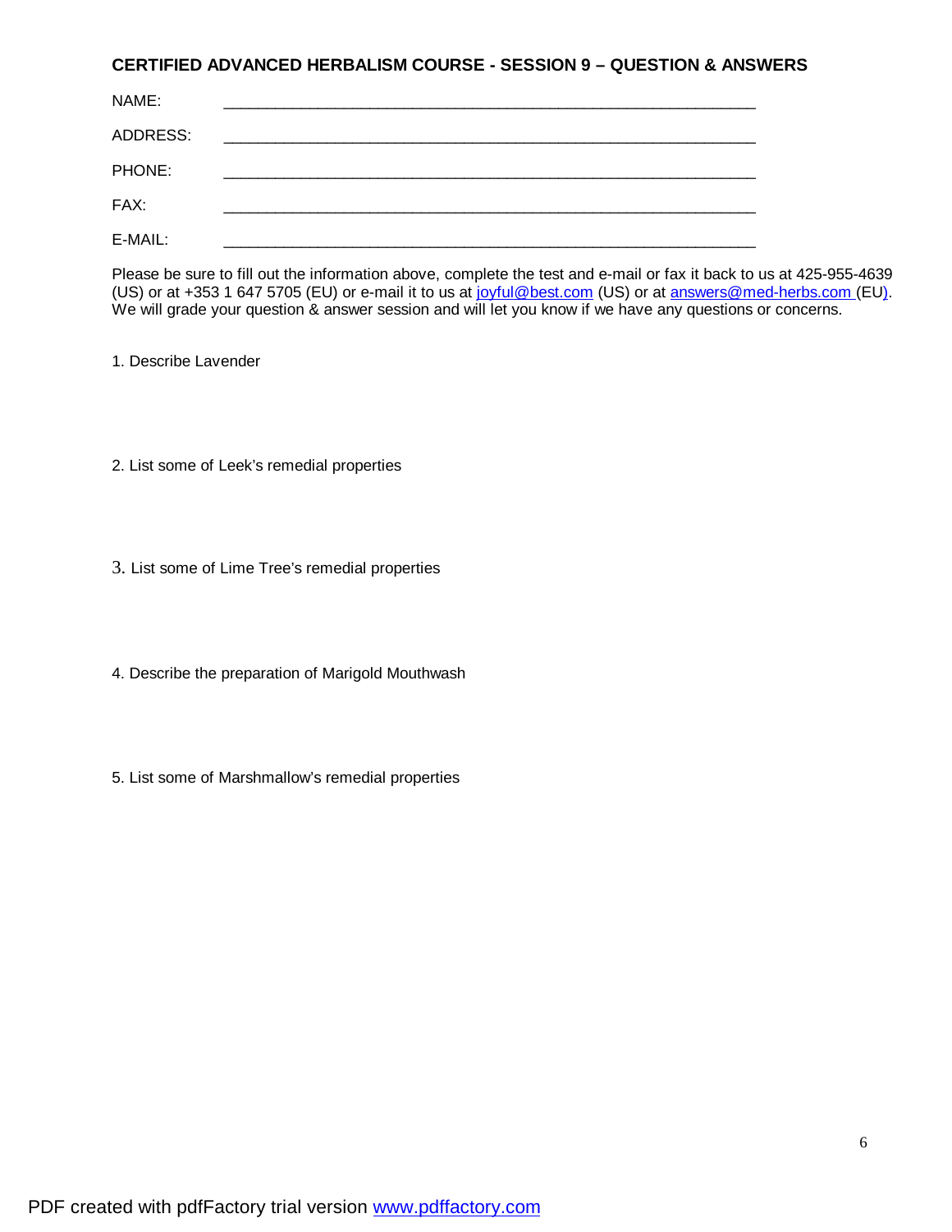**CERTIFIED ADVANCED HERBALISM COURSE - SESSION 9 – QUESTION & ANSWERS**

NAME: ___________________________________________________________

ADDRESS: ___________________________________________________________

PHONE: ___________________________________________________________

FAX: ___________________________________________________________

E-MAIL: ___________________________________________________________

Please be sure to fill out the information above, complete the test and e-mail or fax it back to us at 425-955-4639 (US) or at +353 1 647 5705 (EU) or e-mail it to us at joyful@best.com (US) or at answers@med-herbs.com (EU). We will grade your question & answer session and will let you know if we have any questions or concerns.

1. Describe Lavender

2. List some of Leek's remedial properties

3. List some of Lime Tree's remedial properties

4. Describe the preparation of Marigold Mouthwash

5. List some of Marshmallow's remedial properties

PDF created with pdfFactory trial version www.pdffactory.com